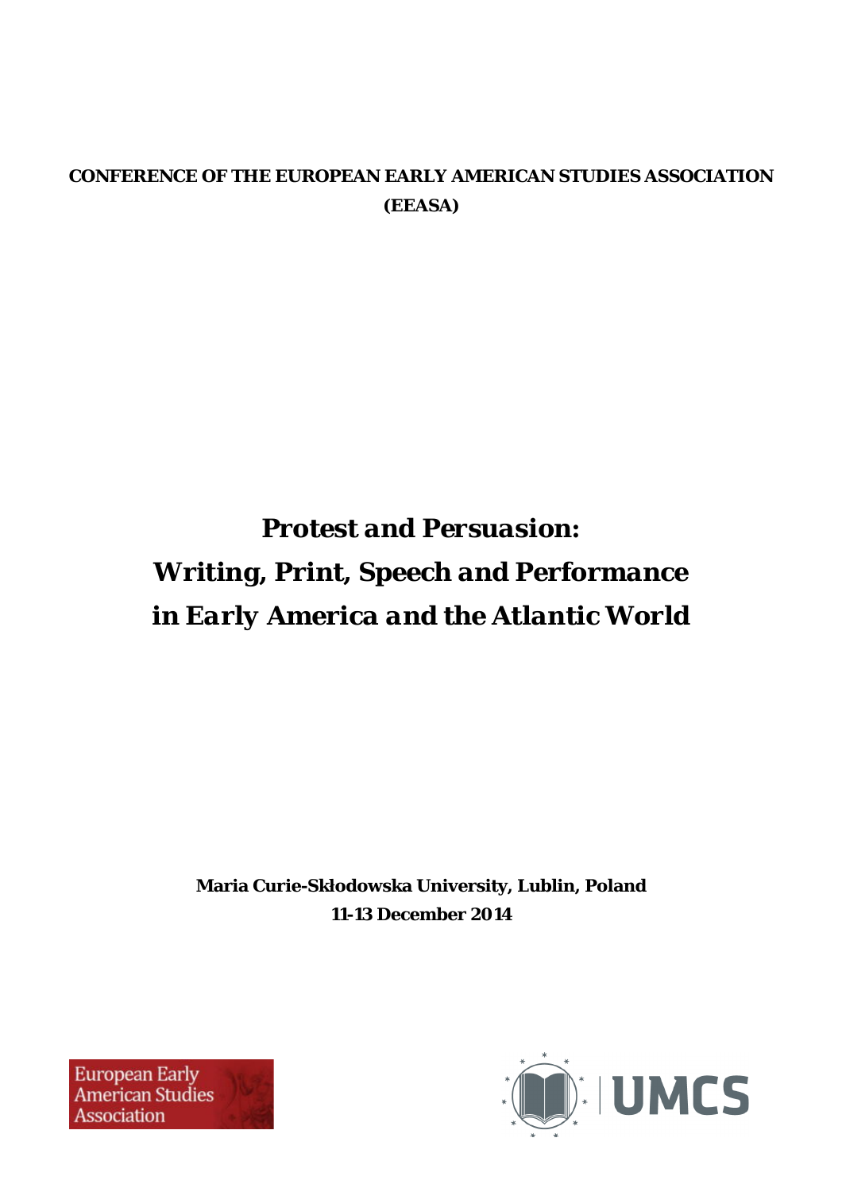**CONFERENCE OF THE EUROPEAN EARLY AMERICAN STUDIES ASSOCIATION (EEASA)**

# *Protest and Persuasion: Writing, Print, Speech and Performance in Early America and the Atlantic World*

**Maria Curie-Skłodowska University, Lublin, Poland**
**11-13 December 2014**

European Early American Studies Association

UMCS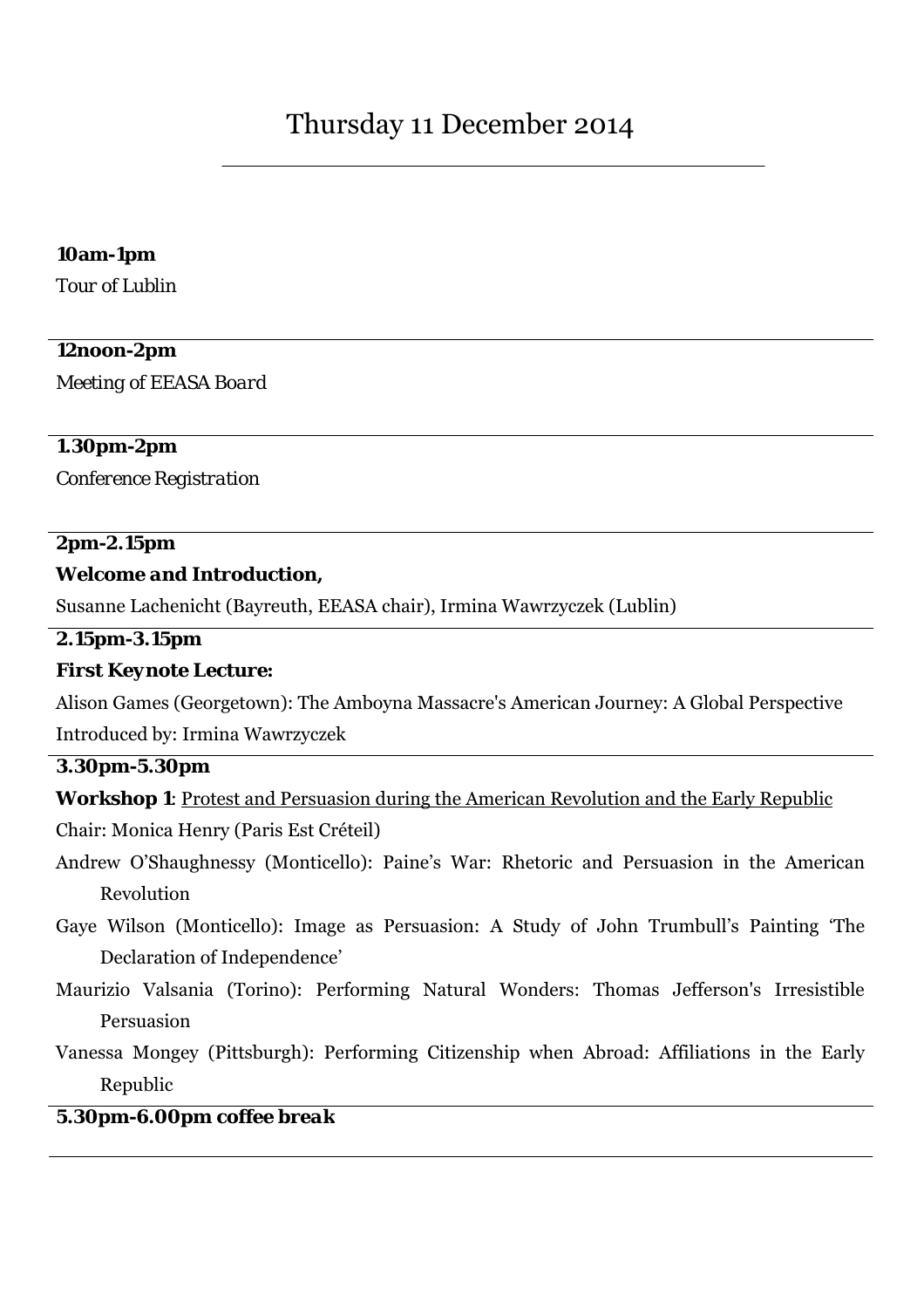# Thursday 11 December 2014

---

**10am-1pm**

*Tour of Lublin*

---

**12noon-2pm**

*Meeting of EEASA Board*

---

**1.30pm-2pm**

*Conference Registration*

---

**2pm-2.15pm**

***Welcome and Introduction,***

Susanne Lachenicht (Bayreuth, EEASA chair), Irmina Wawrzyczek (Lublin)

---

**2.15pm-3.15pm**

**First Keynote Lecture:**

Alison Games (Georgetown): The Amboyna Massacre's American Journey: A Global Perspective

Introduced by: Irmina Wawrzyczek

---

**3.30pm-5.30pm**

**Workshop 1**: <u>Protest and Persuasion during the American Revolution and the Early Republic</u>

Chair: Monica Henry (Paris Est Créteil)

Andrew O'Shaughnessy (Monticello): Paine's War: Rhetoric and Persuasion in the American Revolution

Gaye Wilson (Monticello): Image as Persuasion: A Study of John Trumbull's Painting 'The Declaration of Independence'

Maurizio Valsania (Torino): Performing Natural Wonders: Thomas Jefferson's Irresistible Persuasion

Vanessa Mongey (Pittsburgh): Performing Citizenship when Abroad: Affiliations in the Early Republic

---

***5.30pm-6.00pm coffee break***

---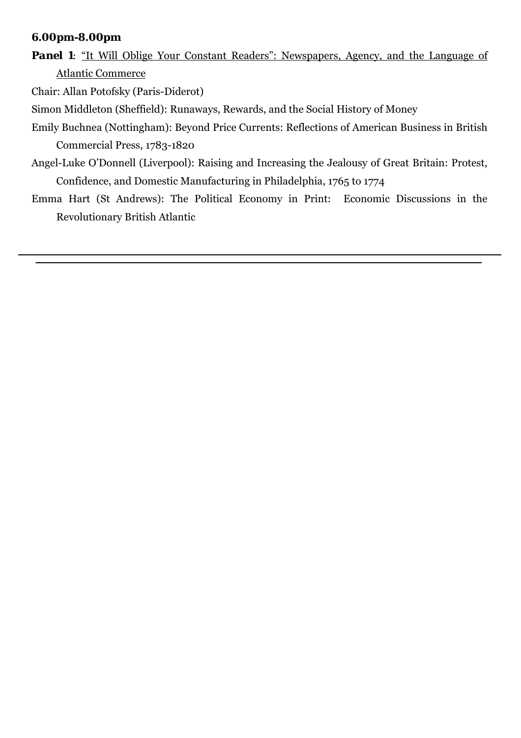**6.00pm-8.00pm**

***Panel 1***: <u>"It Will Oblige Your Constant Readers": Newspapers, Agency, and the Language of Atlantic Commerce</u>

Chair: Allan Potofsky (Paris-Diderot)

Simon Middleton (Sheffield): Runaways, Rewards, and the Social History of Money

Emily Buchnea (Nottingham): Beyond Price Currents: Reflections of American Business in British Commercial Press, 1783-1820

Angel-Luke O'Donnell (Liverpool): Raising and Increasing the Jealousy of Great Britain: Protest, Confidence, and Domestic Manufacturing in Philadelphia, 1765 to 1774

Emma Hart (St Andrews): The Political Economy in Print: Economic Discussions in the Revolutionary British Atlantic

---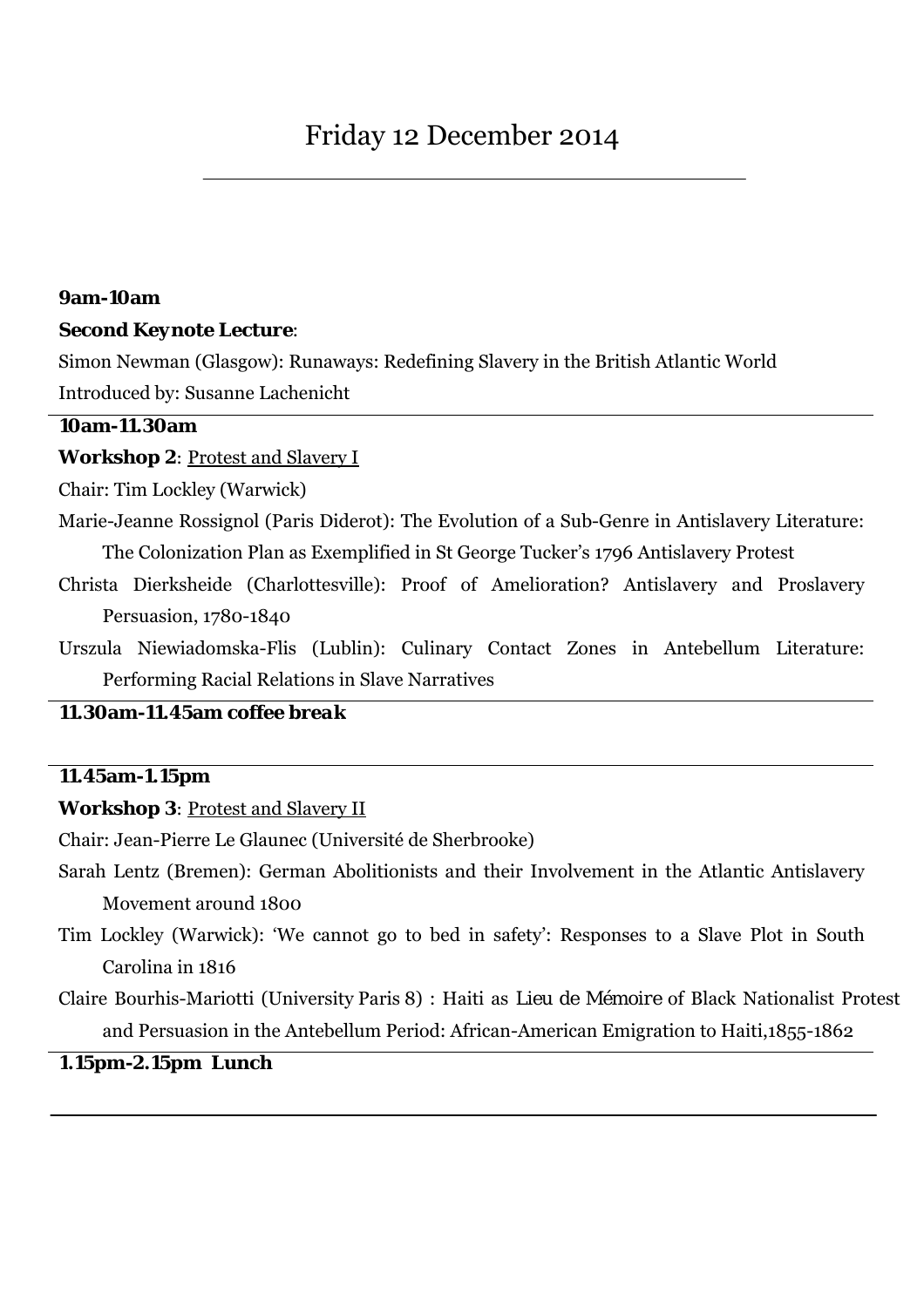# Friday 12 December 2014

**9am-10am**

**Second Keynote Lecture**:

Simon Newman (Glasgow): Runaways: Redefining Slavery in the British Atlantic World

Introduced by: Susanne Lachenicht

**10am-11.30am**

**Workshop 2**: Protest and Slavery I

Chair: Tim Lockley (Warwick)

Marie-Jeanne Rossignol (Paris Diderot): The Evolution of a Sub-Genre in Antislavery Literature: The Colonization Plan as Exemplified in St George Tucker's 1796 Antislavery Protest

Christa Dierksheide (Charlottesville): Proof of Amelioration? Antislavery and Proslavery Persuasion, 1780-1840

Urszula Niewiadomska-Flis (Lublin): Culinary Contact Zones in Antebellum Literature: Performing Racial Relations in Slave Narratives

**11.30am-11.45am coffee break**

**11.45am-1.15pm**

**Workshop 3**: Protest and Slavery II

Chair: Jean-Pierre Le Glaunec (Université de Sherbrooke)

Sarah Lentz (Bremen): German Abolitionists and their Involvement in the Atlantic Antislavery Movement around 1800

Tim Lockley (Warwick): 'We cannot go to bed in safety': Responses to a Slave Plot in South Carolina in 1816

Claire Bourhis-Mariotti (University Paris 8) : Haiti as *Lieu de Mémoire* of Black Nationalist Protest and Persuasion in the Antebellum Period: African-American Emigration to Haiti,1855-1862

**1.15pm-2.15pm Lunch**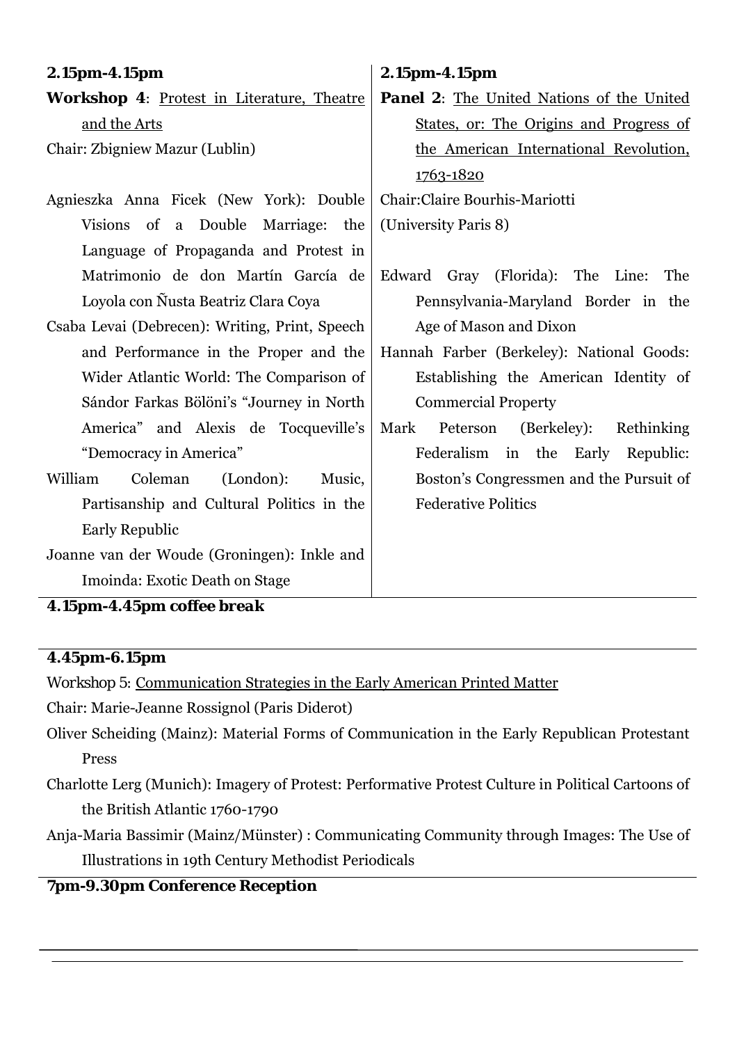**2.15pm-4.15pm**

**Workshop 4**: Protest in Literature, Theatre and the Arts

Chair: Zbigniew Mazur (Lublin)

Agnieszka Anna Ficek (New York): Double Visions of a Double Marriage: the Language of Propaganda and Protest in Matrimonio de don Martín García de Loyola con Ñusta Beatriz Clara Coya

Csaba Levai (Debrecen): Writing, Print, Speech and Performance in the Proper and the Wider Atlantic World: The Comparison of Sándor Farkas Bölöni's "Journey in North America" and Alexis de Tocqueville's "Democracy in America"

William Coleman (London): Music, Partisanship and Cultural Politics in the Early Republic

Joanne van der Woude (Groningen): Inkle and Imoinda: Exotic Death on Stage

**2.15pm-4.15pm**

**Panel 2**: The United Nations of the United States, or: The Origins and Progress of the American International Revolution, 1763-1820

Chair:Claire Bourhis-Mariotti (University Paris 8)

Edward Gray (Florida): The Line: The Pennsylvania-Maryland Border in the Age of Mason and Dixon

Hannah Farber (Berkeley): National Goods: Establishing the American Identity of Commercial Property

Mark Peterson (Berkeley): Rethinking Federalism in the Early Republic: Boston's Congressmen and the Pursuit of Federative Politics

**4.15pm-4.45pm coffee break**

**4.45pm-6.15pm**

Workshop 5: Communication Strategies in the Early American Printed Matter

Chair: Marie-Jeanne Rossignol (Paris Diderot)

Oliver Scheiding (Mainz): Material Forms of Communication in the Early Republican Protestant Press

Charlotte Lerg (Munich): Imagery of Protest: Performative Protest Culture in Political Cartoons of the British Atlantic 1760-1790

Anja-Maria Bassimir (Mainz/Münster) : Communicating Community through Images: The Use of Illustrations in 19th Century Methodist Periodicals

**7pm-9.30pm Conference Reception**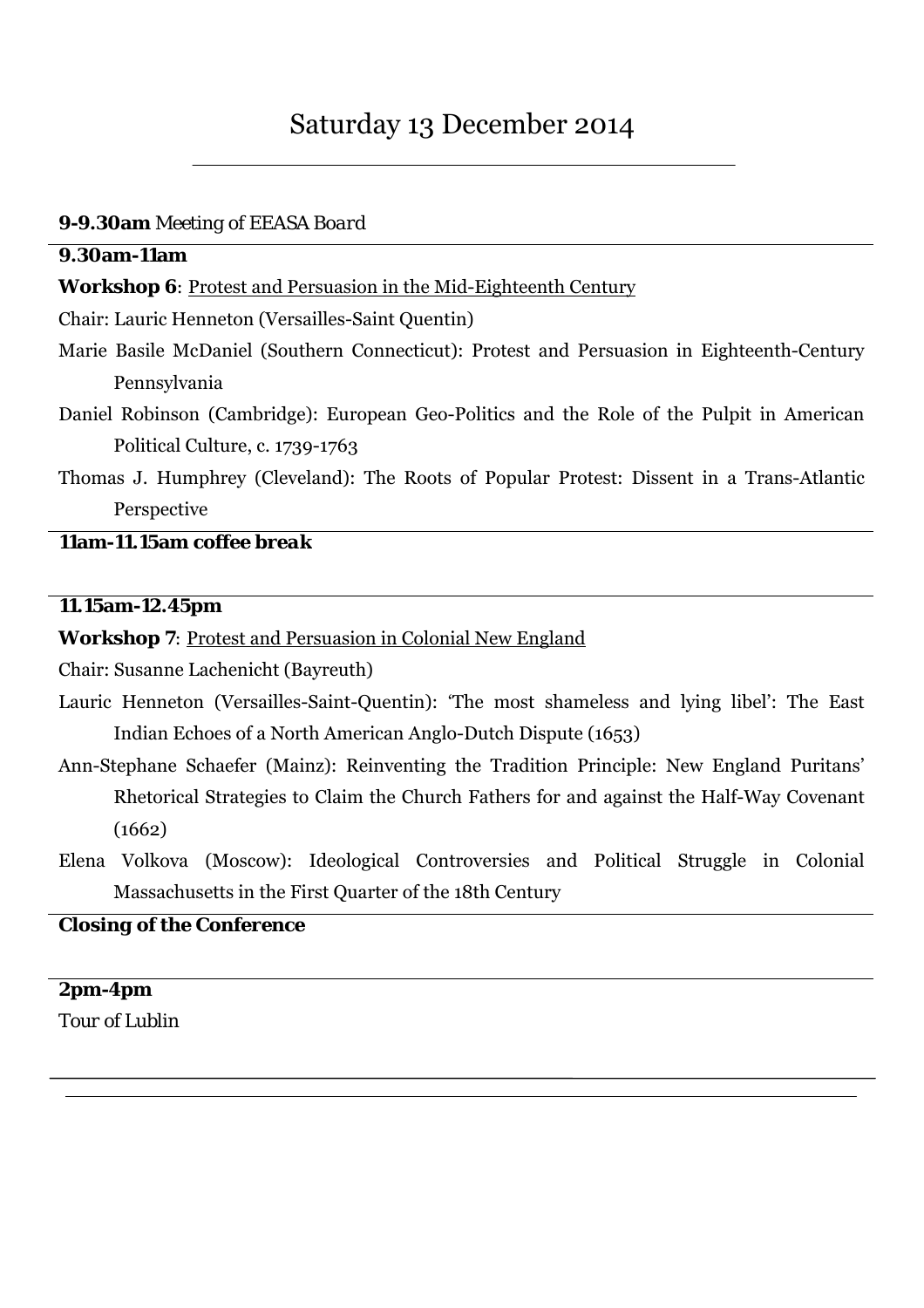# Saturday 13 December 2014

**9-9.30am** Meeting of EEASA Board

**9.30am-11am**

**Workshop 6**: Protest and Persuasion in the Mid-Eighteenth Century

Chair: Lauric Henneton (Versailles-Saint Quentin)

Marie Basile McDaniel (Southern Connecticut): Protest and Persuasion in Eighteenth-Century Pennsylvania

Daniel Robinson (Cambridge): European Geo-Politics and the Role of the Pulpit in American Political Culture, c. 1739-1763

Thomas J. Humphrey (Cleveland): The Roots of Popular Protest: Dissent in a Trans-Atlantic Perspective

**11am-11.15am coffee break**

**11.15am-12.45pm**

**Workshop 7**: Protest and Persuasion in Colonial New England

Chair: Susanne Lachenicht (Bayreuth)

Lauric Henneton (Versailles-Saint-Quentin): 'The most shameless and lying libel': The East Indian Echoes of a North American Anglo-Dutch Dispute (1653)

Ann-Stephane Schaefer (Mainz): Reinventing the Tradition Principle: New England Puritans' Rhetorical Strategies to Claim the Church Fathers for and against the Half-Way Covenant (1662)

Elena Volkova (Moscow): Ideological Controversies and Political Struggle in Colonial Massachusetts in the First Quarter of the 18th Century

**Closing of the Conference**

**2pm-4pm**

Tour of Lublin